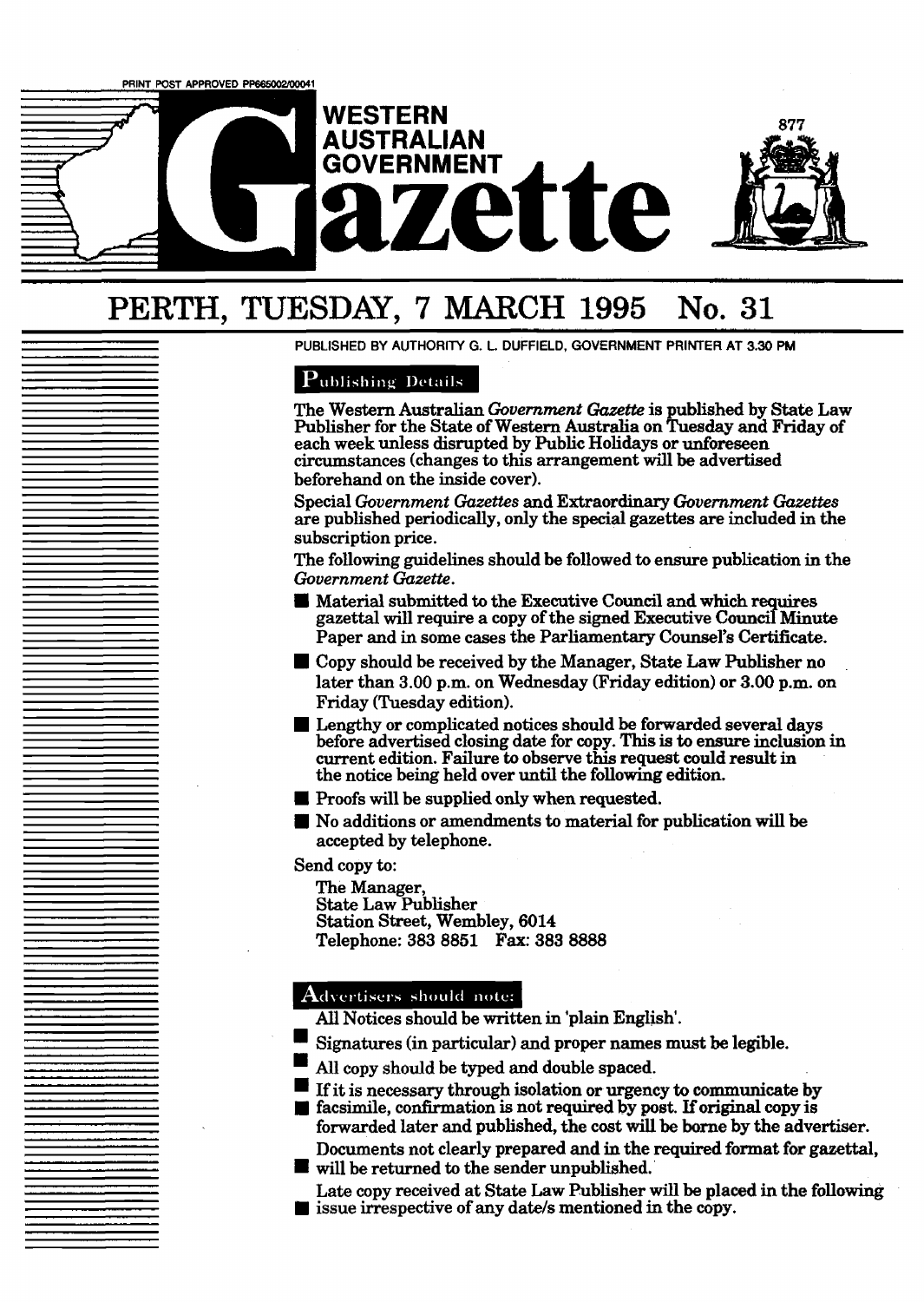PRINT POST APPROVED PP665002/00041

# WESTERN AUSTRALIAN GOVERNMENT Gazette

## PERTH, TUESDAY, 7 MARCH 1995 No. 31

PUBLISHED BY AUTHORITY G. L. DUFFIELD, GOVERNMENT PRINTER AT 3.30 PM

### Publishing Details

The Western Australian *Government Gazette* is published by State Law Publisher for the State of Western Australia on Tuesday and Friday of each week unless disrupted by Public Holidays or unforeseen circumstances (changes to this arrangement will be advertised beforehand on the inside cover).

Special *Government Gazettes* and Extraordinary *Government Gazettes* are published periodically, only the special gazettes are included in the subscription price.

The following guidelines should be followed to ensure publication in the *Government Gazette*.

- Material submitted to the Executive Council and which requires gazettal will require a copy of the signed Executive Council Minute Paper and in some cases the Parliamentary Counsel's Certificate.
- Copy should be received by the Manager, State Law Publisher no later than 3.00 p.m. on Wednesday (Friday edition) or 3.00 p.m. on Friday (Tuesday edition).
- Lengthy or complicated notices should be forwarded several days before advertised closing date for copy. This is to ensure inclusion in current edition. Failure to observe this request could result in the notice being held over until the following edition.
- Proofs will be supplied only when requested.
- No additions or amendments to material for publication will be accepted by telephone.

Send copy to:

The Manager,
State Law Publisher
Station Street, Wembley, 6014
Telephone: 383 8851 Fax: 383 8888

### Advertisers should note:

All Notices should be written in 'plain English'.

- Signatures (in particular) and proper names must be legible.
- All copy should be typed and double spaced.
- If it is necessary through isolation or urgency to communicate by facsimile, confirmation is not required by post. If original copy is forwarded later and published, the cost will be borne by the advertiser.
- Documents not clearly prepared and in the required format for gazettal, will be returned to the sender unpublished.
- Late copy received at State Law Publisher will be placed in the following issue irrespective of any date/s mentioned in the copy.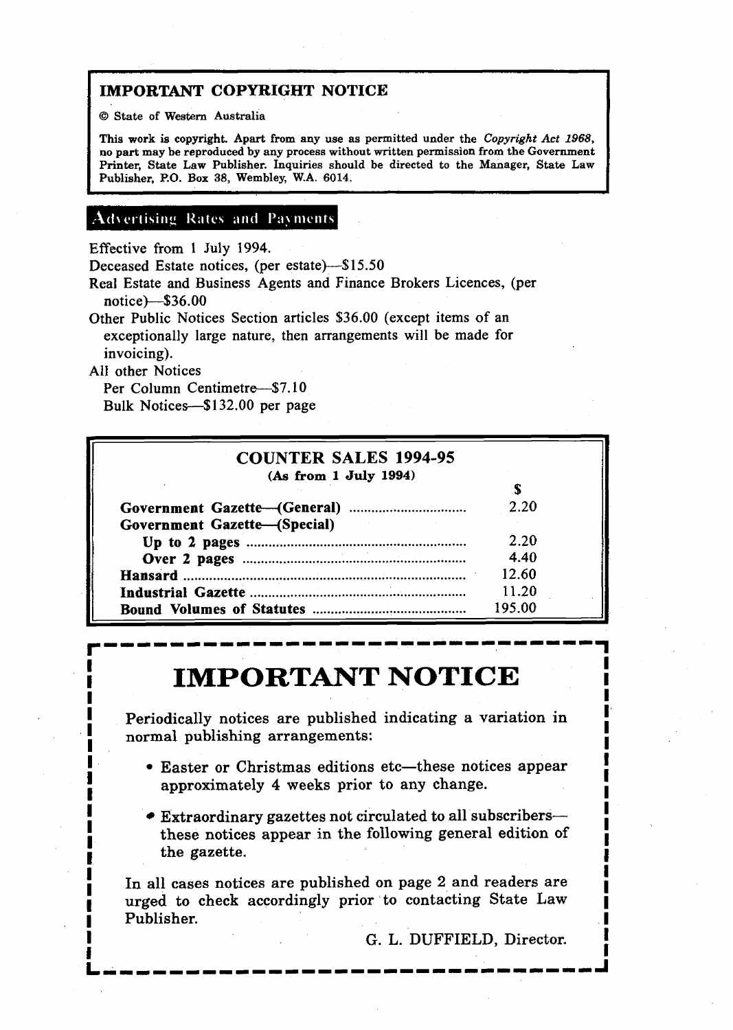## IMPORTANT COPYRIGHT NOTICE

© State of Western Australia

This work is copyright. Apart from any use as permitted under the *Copyright Act 1968*, no part may be reproduced by any process without written permission from the Government Printer, State Law Publisher. Inquiries should be directed to the Manager, State Law Publisher, P.O. Box 38, Wembley, W.A. 6014.

## Advertising Rates and Payments

Effective from 1 July 1994.

Deceased Estate notices, (per estate)—$15.50

Real Estate and Business Agents and Finance Brokers Licences, (per notice)—$36.00

Other Public Notices Section articles $36.00 (except items of an exceptionally large nature, then arrangements will be made for invoicing).

All other Notices

Per Column Centimetre—$7.10

Bulk Notices—$132.00 per page

## COUNTER SALES 1994-95

**(As from 1 July 1994)**

| | $ |
|---|---|
| **Government Gazette—(General)** | 2.20 |
| **Government Gazette—(Special)** | |
| **Up to 2 pages** | 2.20 |
| **Over 2 pages** | 4.40 |
| **Hansard** | 12.60 |
| **Industrial Gazette** | 11.20 |
| **Bound Volumes of Statutes** | 195.00 |

# IMPORTANT NOTICE

Periodically notices are published indicating a variation in normal publishing arrangements:

- Easter or Christmas editions etc—these notices appear approximately 4 weeks prior to any change.
- Extraordinary gazettes not circulated to all subscribers—these notices appear in the following general edition of the gazette.

In all cases notices are published on page 2 and readers are urged to check accordingly prior to contacting State Law Publisher.

G. L. DUFFIELD, Director.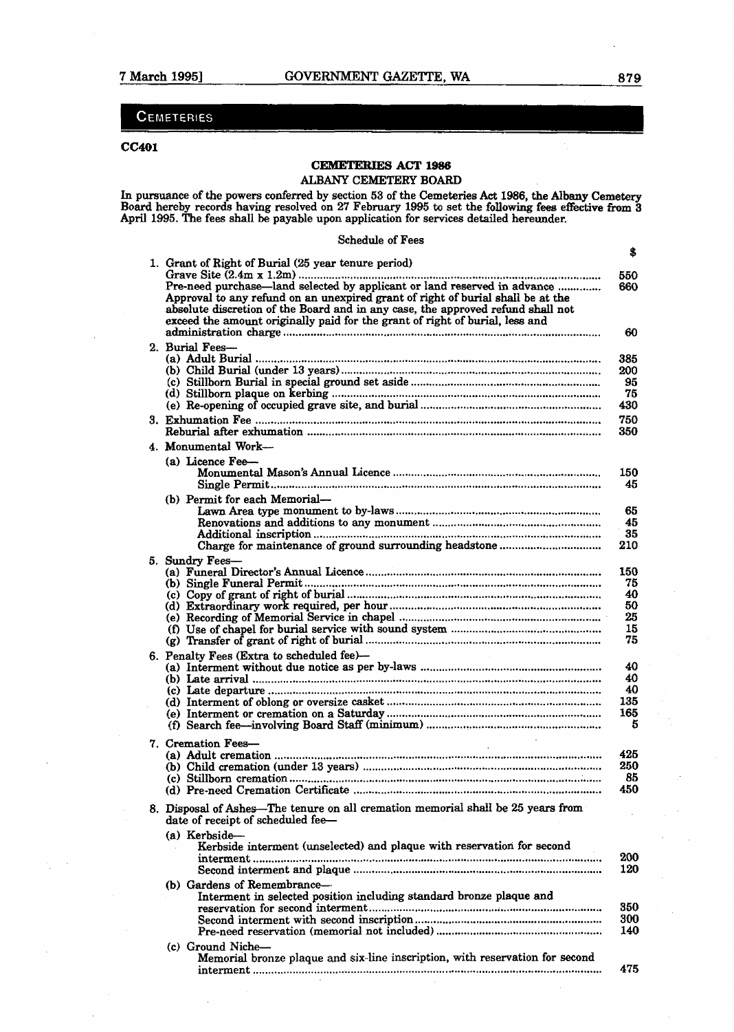## CEMETERIES

**CC401**

**CEMETERIES ACT 1986**

ALBANY CEMETERY BOARD

In pursuance of the powers conferred by section 53 of the Cemeteries Act 1986, the Albany Cemetery Board hereby records having resolved on 27 February 1995 to set the following fees effective from 3 April 1995. The fees shall be payable upon application for services detailed hereunder.

Schedule of Fees

| | $ |
|---|---|
| 1. Grant of Right of Burial (25 year tenure period) | |
| Grave Site (2.4m x 1.2m) | 550 |
| Pre-need purchase—land selected by applicant or land reserved in advance | 660 |
| Approval to any refund on an unexpired grant of right of burial shall be at the absolute discretion of the Board and in any case, the approved refund shall not exceed the amount originally paid for the grant of right of burial, less and administration charge | 60 |
| 2. Burial Fees— | |
| (a) Adult Burial | 385 |
| (b) Child Burial (under 13 years) | 200 |
| (c) Stillborn Burial in special ground set aside | 95 |
| (d) Stillborn plaque on kerbing | 75 |
| (e) Re-opening of occupied grave site, and burial | 430 |
| 3. Exhumation Fee | 750 |
| Reburial after exhumation | 350 |
| 4. Monumental Work— | |
| (a) Licence Fee— | |
| Monumental Mason's Annual Licence | 150 |
| Single Permit | 45 |
| (b) Permit for each Memorial— | |
| Lawn Area type monument to by-laws | 65 |
| Renovations and additions to any monument | 45 |
| Additional inscription | 35 |
| Charge for maintenance of ground surrounding headstone | 210 |
| 5. Sundry Fees— | |
| (a) Funeral Director's Annual Licence | 150 |
| (b) Single Funeral Permit | 75 |
| (c) Copy of grant of right of burial | 40 |
| (d) Extraordinary work required, per hour | 50 |
| (e) Recording of Memorial Service in chapel | 25 |
| (f) Use of chapel for burial service with sound system | 15 |
| (g) Transfer of grant of right of burial | 75 |
| 6. Penalty Fees (Extra to scheduled fee)— | |
| (a) Interment without due notice as per by-laws | 40 |
| (b) Late arrival | 40 |
| (c) Late departure | 40 |
| (d) Interment of oblong or oversize casket | 135 |
| (e) Interment or cremation on a Saturday | 165 |
| (f) Search fee—involving Board Staff (minimum) | 5 |
| 7. Cremation Fees— | |
| (a) Adult cremation | 425 |
| (b) Child cremation (under 13 years) | 250 |
| (c) Stillborn cremation | 85 |
| (d) Pre-need Cremation Certificate | 450 |
| 8. Disposal of Ashes—The tenure on all cremation memorial shall be 25 years from date of receipt of scheduled fee— | |
| (a) Kerbside— | |
| Kerbside interment (unselected) and plaque with reservation for second interment | 200 |
| Second interment and plaque | 120 |
| (b) Gardens of Remembrance— | |
| Interment in selected position including standard bronze plaque and reservation for second interment | 350 |
| Second interment with second inscription | 300 |
| Pre-need reservation (memorial not included) | 140 |
| (c) Ground Niche— | |
| Memorial bronze plaque and six-line inscription, with reservation for second interment | 475 |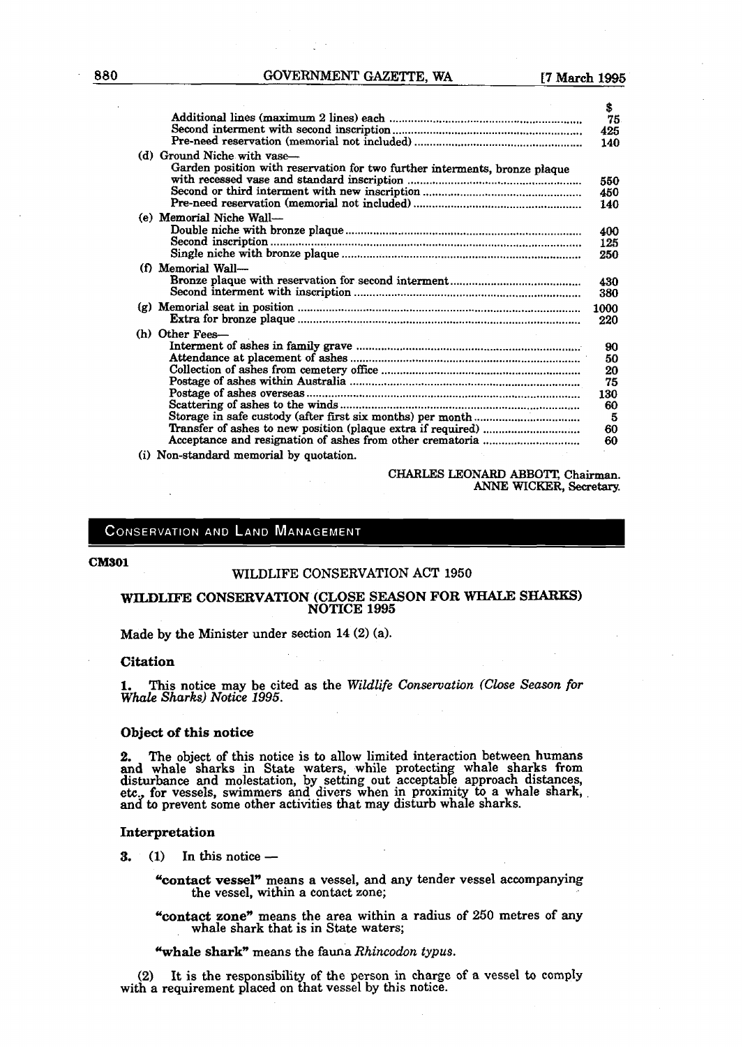| | $ |
|---|---|
| Additional lines (maximum 2 lines) each | 75 |
| Second interment with second inscription | 425 |
| Pre-need reservation (memorial not included) | 140 |
| (d) Ground Niche with vase— | |
| Garden position with reservation for two further interments, bronze plaque with recessed vase and standard inscription | 550 |
| Second or third interment with new inscription | 450 |
| Pre-need reservation (memorial not included) | 140 |
| (e) Memorial Niche Wall— | |
| Double niche with bronze plaque | 400 |
| Second inscription | 125 |
| Single niche with bronze plaque | 250 |
| (f) Memorial Wall— | |
| Bronze plaque with reservation for second interment | 430 |
| Second interment with inscription | 380 |
| (g) Memorial seat in position | 1000 |
| Extra for bronze plaque | 220 |
| (h) Other Fees— | |
| Interment of ashes in family grave | 90 |
| Attendance at placement of ashes | 50 |
| Collection of ashes from cemetery office | 20 |
| Postage of ashes within Australia | 75 |
| Postage of ashes overseas | 130 |
| Scattering of ashes to the winds | 60 |
| Storage in safe custody (after first six months) per month | 5 |
| Transfer of ashes to new position (plaque extra if required) | 60 |
| Acceptance and resignation of ashes from other crematoria | 60 |
| (i) Non-standard memorial by quotation. | |

CHARLES LEONARD ABBOTT, Chairman.
ANNE WICKER, Secretary.

## CONSERVATION AND LAND MANAGEMENT

**CM301**

WILDLIFE CONSERVATION ACT 1950

### WILDLIFE CONSERVATION (CLOSE SEASON FOR WHALE SHARKS) NOTICE 1995

Made by the Minister under section 14 (2) (a).

#### Citation

**1.** This notice may be cited as the *Wildlife Conservation (Close Season for Whale Sharks) Notice 1995*.

#### Object of this notice

**2.** The object of this notice is to allow limited interaction between humans and whale sharks in State waters, while protecting whale sharks from disturbance and molestation, by setting out acceptable approach distances, etc., for vessels, swimmers and divers when in proximity to a whale shark, and to prevent some other activities that may disturb whale sharks.

#### Interpretation

**3.** (1) In this notice —

**"contact vessel"** means a vessel, and any tender vessel accompanying the vessel, within a contact zone;

**"contact zone"** means the area within a radius of 250 metres of any whale shark that is in State waters;

**"whale shark"** means the fauna *Rhincodon typus*.

(2) It is the responsibility of the person in charge of a vessel to comply with a requirement placed on that vessel by this notice.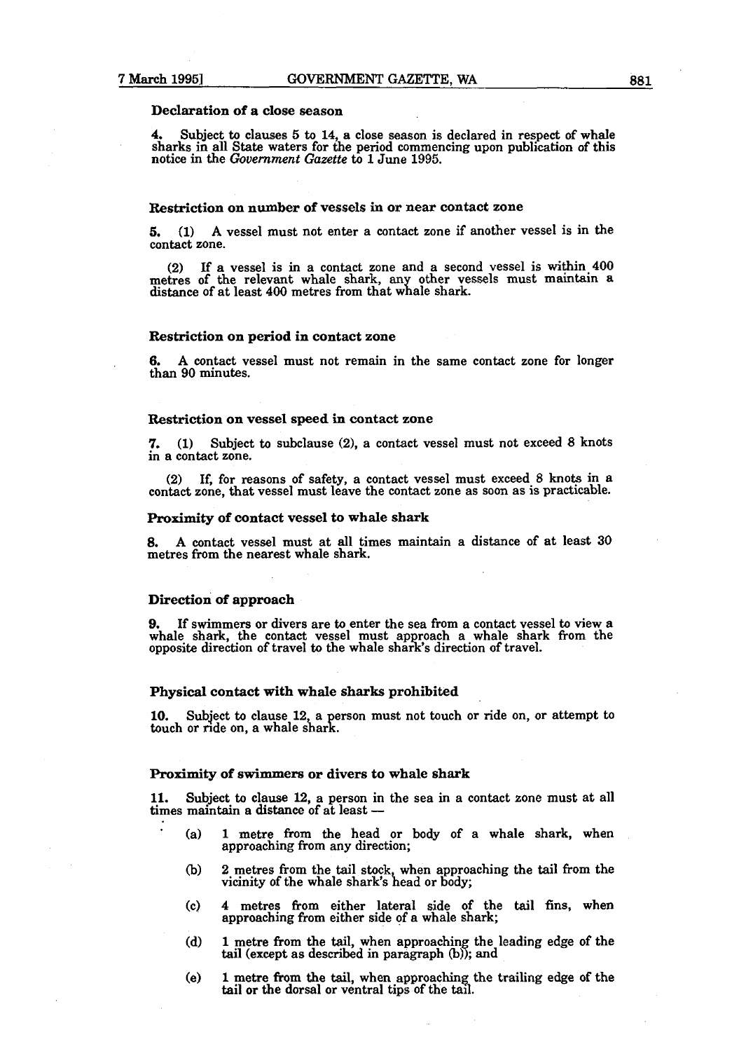### Declaration of a close season

**4.** Subject to clauses 5 to 14, a close season is declared in respect of whale sharks in all State waters for the period commencing upon publication of this notice in the *Government Gazette* to 1 June 1995.

### Restriction on number of vessels in or near contact zone

**5.** (1) A vessel must not enter a contact zone if another vessel is in the contact zone.

(2) If a vessel is in a contact zone and a second vessel is within 400 metres of the relevant whale shark, any other vessels must maintain a distance of at least 400 metres from that whale shark.

### Restriction on period in contact zone

**6.** A contact vessel must not remain in the same contact zone for longer than 90 minutes.

### Restriction on vessel speed in contact zone

**7.** (1) Subject to subclause (2), a contact vessel must not exceed 8 knots in a contact zone.

(2) If, for reasons of safety, a contact vessel must exceed 8 knots in a contact zone, that vessel must leave the contact zone as soon as is practicable.

### Proximity of contact vessel to whale shark

**8.** A contact vessel must at all times maintain a distance of at least 30 metres from the nearest whale shark.

### Direction of approach

**9.** If swimmers or divers are to enter the sea from a contact vessel to view a whale shark, the contact vessel must approach a whale shark from the opposite direction of travel to the whale shark's direction of travel.

### Physical contact with whale sharks prohibited

**10.** Subject to clause 12, a person must not touch or ride on, or attempt to touch or ride on, a whale shark.

### Proximity of swimmers or divers to whale shark

**11.** Subject to clause 12, a person in the sea in a contact zone must at all times maintain a distance of at least —

(a) 1 metre from the head or body of a whale shark, when approaching from any direction;

(b) 2 metres from the tail stock, when approaching the tail from the vicinity of the whale shark's head or body;

(c) 4 metres from either lateral side of the tail fins, when approaching from either side of a whale shark;

(d) 1 metre from the tail, when approaching the leading edge of the tail (except as described in paragraph (b)); and

(e) 1 metre from the tail, when approaching the trailing edge of the tail or the dorsal or ventral tips of the tail.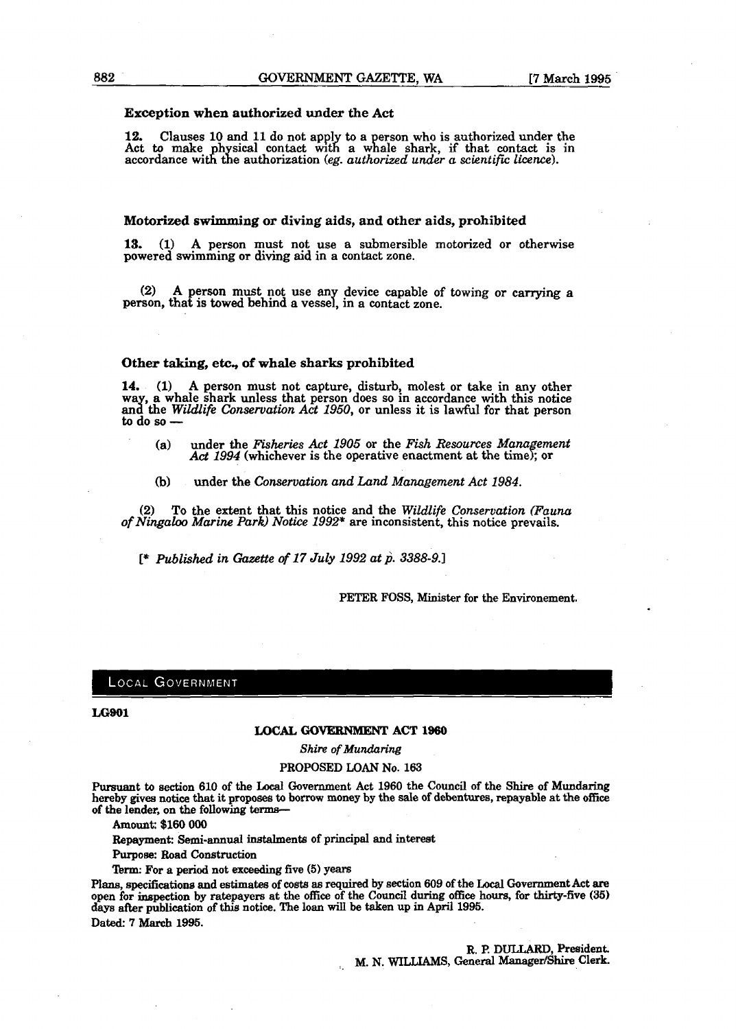### Exception when authorized under the Act

**12.** Clauses 10 and 11 do not apply to a person who is authorized under the Act to make physical contact with a whale shark, if that contact is in accordance with the authorization (*eg. authorized under a scientific licence*).

### Motorized swimming or diving aids, and other aids, prohibited

**13.** (1) A person must not use a submersible motorized or otherwise powered swimming or diving aid in a contact zone.

(2) A person must not use any device capable of towing or carrying a person, that is towed behind a vessel, in a contact zone.

### Other taking, etc., of whale sharks prohibited

**14.** (1) A person must not capture, disturb, molest or take in any other way, a whale shark unless that person does so in accordance with this notice and the *Wildlife Conservation Act 1950*, or unless it is lawful for that person to do so—

(a) under the *Fisheries Act 1905* or the *Fish Resources Management Act 1994* (whichever is the operative enactment at the time); or

(b) under the *Conservation and Land Management Act 1984*.

(2) To the extent that this notice and the *Wildlife Conservation (Fauna of Ningaloo Marine Park) Notice 1992** are inconsistent, this notice prevails.

[* *Published in Gazette of 17 July 1992 at p. 3388-9.*]

PETER FOSS, Minister for the Environement.

## LOCAL GOVERNMENT

**LG901**

**LOCAL GOVERNMENT ACT 1960**

*Shire of Mundaring*

PROPOSED LOAN No. 163

Pursuant to section 610 of the Local Government Act 1960 the Council of the Shire of Mundaring hereby gives notice that it proposes to borrow money by the sale of debentures, repayable at the office of the lender, on the following terms—

Amount: $160 000

Repayment: Semi-annual instalments of principal and interest

Purpose: Road Construction

Term: For a period not exceeding five (5) years

Plans, specifications and estimates of costs as required by section 609 of the Local Government Act are open for inspection by ratepayers at the office of the Council during office hours, for thirty-five (35) days after publication of this notice. The loan will be taken up in April 1995.

Dated: 7 March 1995.

R. P. DULLARD, President.
M. N. WILLIAMS, General Manager/Shire Clerk.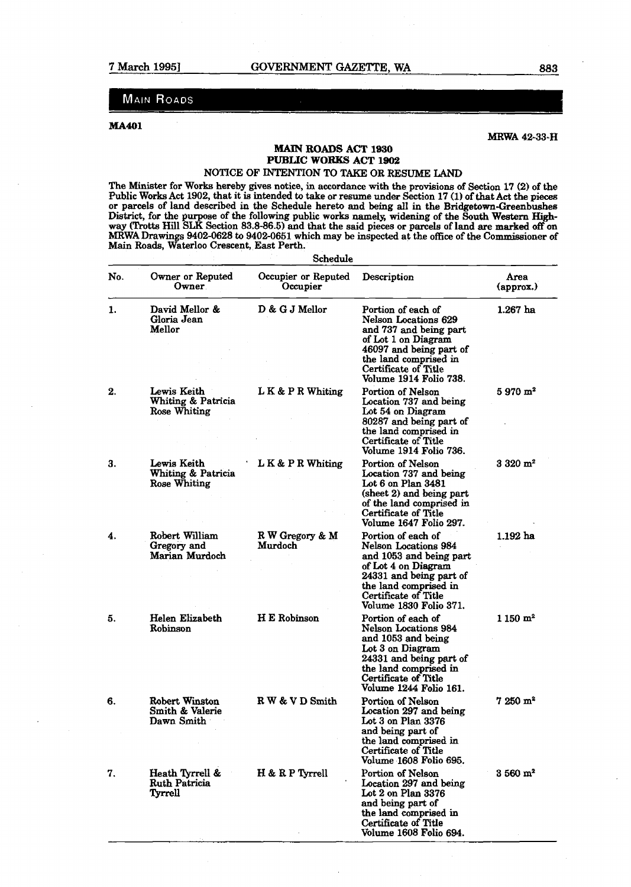## MAIN ROADS

**MA401**

MRWA 42-33-H

### MAIN ROADS ACT 1930
### PUBLIC WORKS ACT 1902
### NOTICE OF INTENTION TO TAKE OR RESUME LAND

The Minister for Works hereby gives notice, in accordance with the provisions of Section 17 (2) of the Public Works Act 1902, that it is intended to take or resume under Section 17 (1) of that Act the pieces or parcels of land described in the Schedule hereto and being all in the Bridgetown-Greenbushes District, for the purpose of the following public works namely, widening of the South Western Highway (Trotts Hill SLK Section 83.8-86.5) and that the said pieces or parcels of land are marked off on MRWA Drawings 9402-0628 to 9402-0651 which may be inspected at the office of the Commissioner of Main Roads, Waterloo Crescent, East Perth.

Schedule

| No. | Owner or Reputed Owner | Occupier or Reputed Occupier | Description | Area (approx.) |
|---|---|---|---|---|
| 1. | David Mellor & Gloria Jean Mellor | D & G J Mellor | Portion of each of Nelson Locations 629 and 737 and being part of Lot 1 on Diagram 46097 and being part of the land comprised in Certificate of Title Volume 1914 Folio 738. | 1.267 ha |
| 2. | Lewis Keith Whiting & Patricia Rose Whiting | L K & P R Whiting | Portion of Nelson Location 737 and being Lot 54 on Diagram 80287 and being part of the land comprised in Certificate of Title Volume 1914 Folio 736. | 5 970 $m^2$ |
| 3. | Lewis Keith Whiting & Patricia Rose Whiting | L K & P R Whiting | Portion of Nelson Location 737 and being Lot 6 on Plan 3481 (sheet 2) and being part of the land comprised in Certificate of Title Volume 1647 Folio 297. | 3 320 $m^2$ |
| 4. | Robert William Gregory and Marian Murdoch | R W Gregory & M Murdoch | Portion of each of Nelson Locations 984 and 1053 and being part of Lot 4 on Diagram 24331 and being part of the land comprised in Certificate of Title Volume 1830 Folio 371. | 1.192 ha |
| 5. | Helen Elizabeth Robinson | H E Robinson | Portion of each of Nelson Locations 984 and 1053 and being Lot 3 on Diagram 24331 and being part of the land comprised in Certificate of Title Volume 1244 Folio 161. | 1 150 $m^2$ |
| 6. | Robert Winston Smith & Valerie Dawn Smith | R W & V D Smith | Portion of Nelson Location 297 and being Lot 3 on Plan 3376 and being part of the land comprised in Certificate of Title Volume 1608 Folio 695. | 7 250 $m^2$ |
| 7. | Heath Tyrrell & Ruth Patricia Tyrrell | H & R P Tyrrell | Portion of Nelson Location 297 and being Lot 2 on Plan 3376 and being part of the land comprised in Certificate of Title Volume 1608 Folio 694. | 3 560 $m^2$ |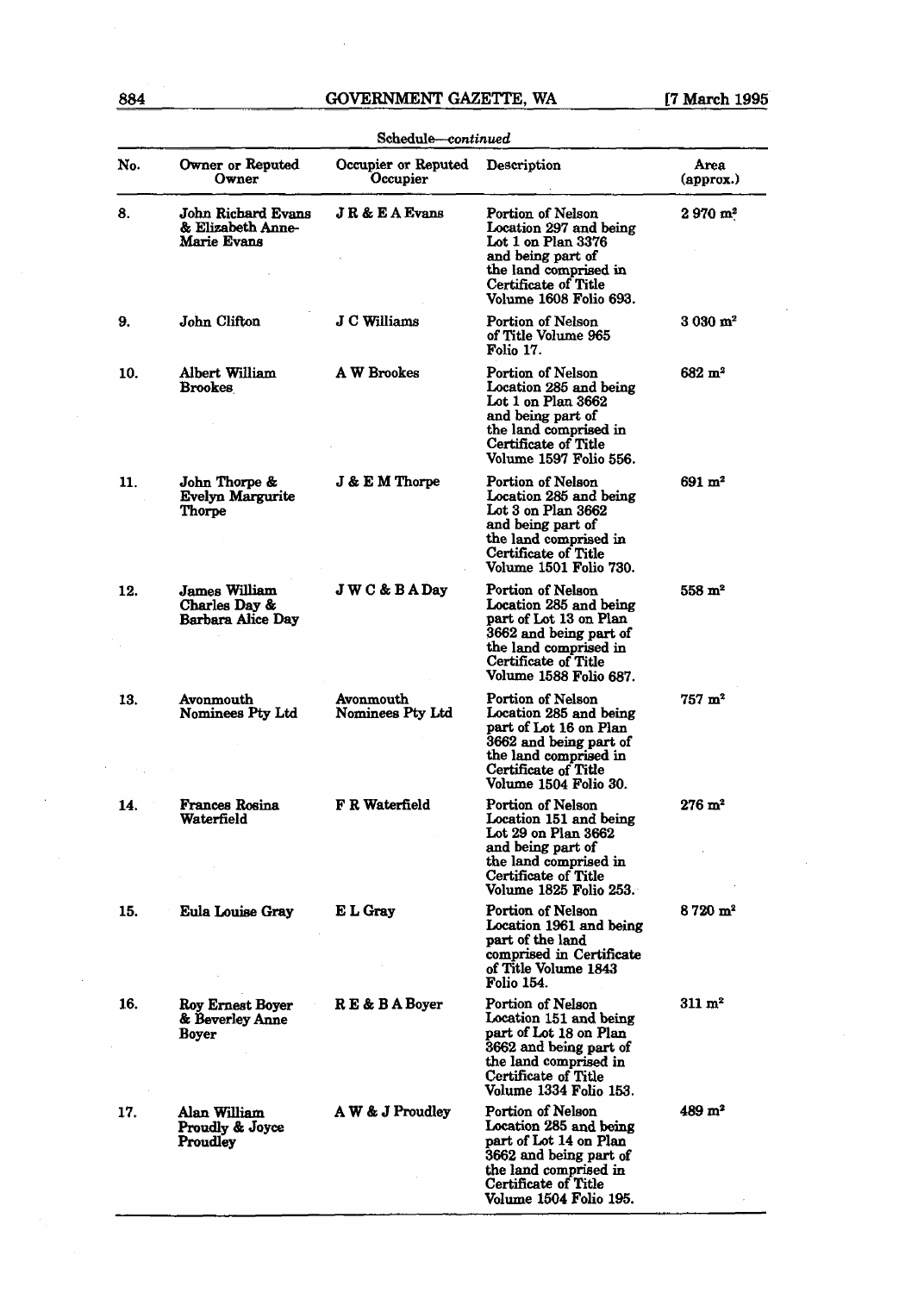Schedule—*continued*

| No. | Owner or Reputed Owner | Occupier or Reputed Occupier | Description | Area (approx.) |
|---|---|---|---|---|
| 8. | John Richard Evans & Elizabeth Anne-Marie Evans | J R & E A Evans | Portion of Nelson Location 297 and being Lot 1 on Plan 3376 and being part of the land comprised in Certificate of Title Volume 1608 Folio 693. | 2 970 m² |
| 9. | John Clifton | J C Williams | Portion of Nelson of Title Volume 965 Folio 17. | 3 030 m² |
| 10. | Albert William Brookes | A W Brookes | Portion of Nelson Location 285 and being Lot 1 on Plan 3662 and being part of the land comprised in Certificate of Title Volume 1597 Folio 556. | 682 m² |
| 11. | John Thorpe & Evelyn Margurite Thorpe | J & E M Thorpe | Portion of Nelson Location 285 and being Lot 3 on Plan 3662 and being part of the land comprised in Certificate of Title Volume 1501 Folio 730. | 691 m² |
| 12. | James William Charles Day & Barbara Alice Day | J W C & B A Day | Portion of Nelson Location 285 and being part of Lot 13 on Plan 3662 and being part of the land comprised in Certificate of Title Volume 1588 Folio 687. | 558 m² |
| 13. | Avonmouth Nominees Pty Ltd | Avonmouth Nominees Pty Ltd | Portion of Nelson Location 285 and being part of Lot 16 on Plan 3662 and being part of the land comprised in Certificate of Title Volume 1504 Folio 30. | 757 m² |
| 14. | Frances Rosina Waterfield | F R Waterfield | Portion of Nelson Location 151 and being Lot 29 on Plan 3662 and being part of the land comprised in Certificate of Title Volume 1825 Folio 253. | 276 m² |
| 15. | Eula Louise Gray | E L Gray | Portion of Nelson Location 1961 and being part of the land comprised in Certificate of Title Volume 1843 Folio 154. | 8 720 m² |
| 16. | Roy Ernest Boyer & Beverley Anne Boyer | R E & B A Boyer | Portion of Nelson Location 151 and being part of Lot 18 on Plan 3662 and being part of the land comprised in Certificate of Title Volume 1334 Folio 153. | 311 m² |
| 17. | Alan William Proudly & Joyce Proudley | A W & J Proudley | Portion of Nelson Location 285 and being part of Lot 14 on Plan 3662 and being part of the land comprised in Certificate of Title Volume 1504 Folio 195. | 489 m² |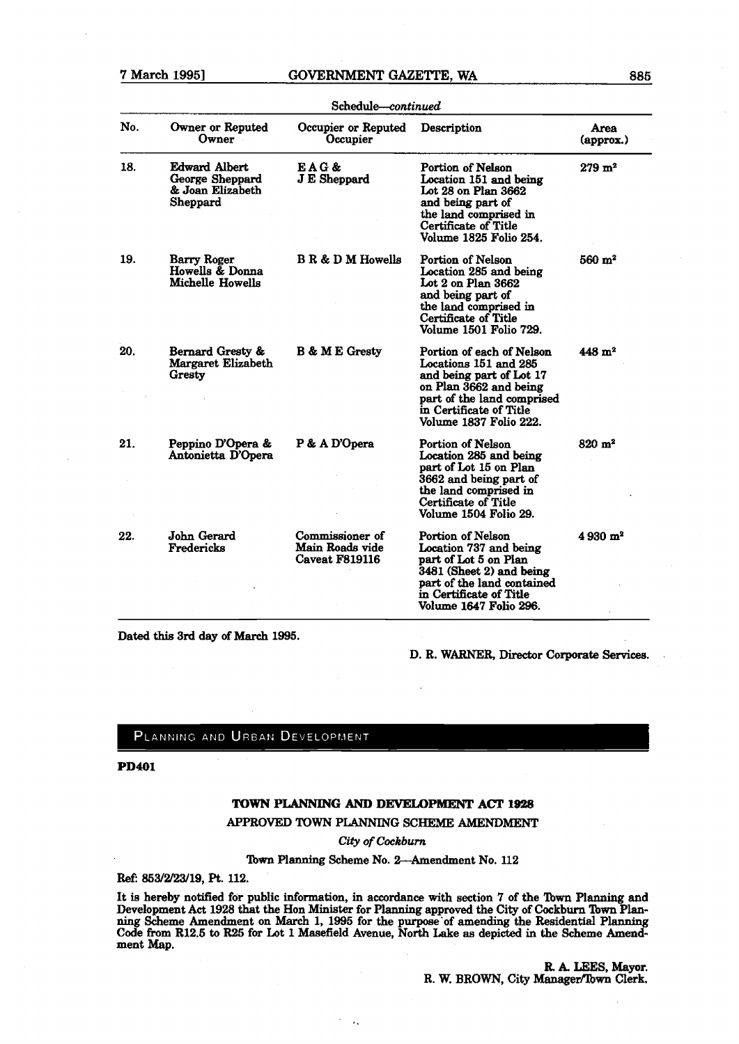Schedule—*continued*

| No. | Owner or Reputed Owner | Occupier or Reputed Occupier | Description | Area (approx.) |
|---|---|---|---|---|
| 18. | Edward Albert George Sheppard & Joan Elizabeth Sheppard | E A G & J E Sheppard | Portion of Nelson Location 151 and being Lot 28 on Plan 3662 and being part of the land comprised in Certificate of Title Volume 1825 Folio 254. | 279 m$^2$ |
| 19. | Barry Roger Howells & Donna Michelle Howells | B R & D M Howells | Portion of Nelson Location 285 and being Lot 2 on Plan 3662 and being part of the land comprised in Certificate of Title Volume 1501 Folio 729. | 560 m$^2$ |
| 20. | Bernard Gresty & Margaret Elizabeth Gresty | B & M E Gresty | Portion of each of Nelson Locations 151 and 285 and being part of Lot 17 on Plan 3662 and being part of the land comprised in Certificate of Title Volume 1837 Folio 222. | 448 m$^2$ |
| 21. | Peppino D'Opera & Antonietta D'Opera | P & A D'Opera | Portion of Nelson Location 285 and being part of Lot 15 on Plan 3662 and being part of the land comprised in Certificate of Title Volume 1504 Folio 29. | 820 m$^2$ |
| 22. | John Gerard Fredericks | Commissioner of Main Roads vide Caveat F819116 | Portion of Nelson Location 737 and being part of Lot 5 on Plan 3481 (Sheet 2) and being part of the land contained in Certificate of Title Volume 1647 Folio 296. | 4 930 m$^2$ |

Dated this 3rd day of March 1995.

D. R. WARNER, Director Corporate Services.

## PLANNING AND URBAN DEVELOPMENT

**PD401**

### TOWN PLANNING AND DEVELOPMENT ACT 1928

APPROVED TOWN PLANNING SCHEME AMENDMENT

*City of Cockburn*

Town Planning Scheme No. 2—Amendment No. 112

Ref: 853/2/23/19, Pt. 112.

It is hereby notified for public information, in accordance with section 7 of the Town Planning and Development Act 1928 that the Hon Minister for Planning approved the City of Cockburn Town Planning Scheme Amendment on March 1, 1995 for the purpose of amending the Residential Planning Code from R12.5 to R25 for Lot 1 Masefield Avenue, North Lake as depicted in the Scheme Amendment Map.

R. A. LEES, Mayor.
R. W. BROWN, City Manager/Town Clerk.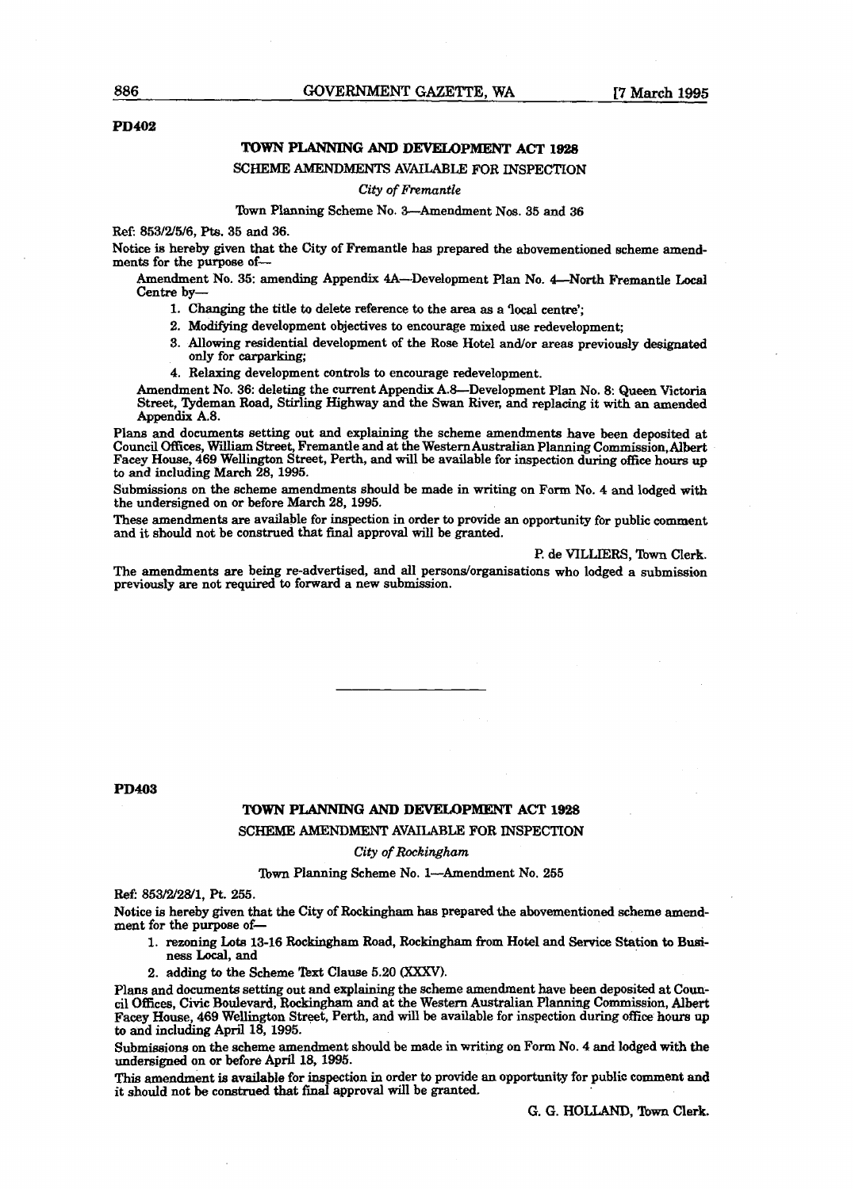**PD402**

## TOWN PLANNING AND DEVELOPMENT ACT 1928

### SCHEME AMENDMENTS AVAILABLE FOR INSPECTION

*City of Fremantle*

Town Planning Scheme No. 3—Amendment Nos. 35 and 36

Ref: 853/2/5/6, Pts. 35 and 36.

Notice is hereby given that the City of Fremantle has prepared the abovementioned scheme amendments for the purpose of—

Amendment No. 35: amending Appendix 4A—Development Plan No. 4—North Fremantle Local Centre by—

1. Changing the title to delete reference to the area as a 'local centre';
2. Modifying development objectives to encourage mixed use redevelopment;
3. Allowing residential development of the Rose Hotel and/or areas previously designated only for carparking;
4. Relaxing development controls to encourage redevelopment.

Amendment No. 36: deleting the current Appendix A.8—Development Plan No. 8: Queen Victoria Street, Tydeman Road, Stirling Highway and the Swan River, and replacing it with an amended Appendix A.8.

Plans and documents setting out and explaining the scheme amendments have been deposited at Council Offices, William Street, Fremantle and at the Western Australian Planning Commission, Albert Facey House, 469 Wellington Street, Perth, and will be available for inspection during office hours up to and including March 28, 1995.

Submissions on the scheme amendments should be made in writing on Form No. 4 and lodged with the undersigned on or before March 28, 1995.

These amendments are available for inspection in order to provide an opportunity for public comment and it should not be construed that final approval will be granted.

P. de VILLIERS, Town Clerk.

The amendments are being re-advertised, and all persons/organisations who lodged a submission previously are not required to forward a new submission.

---

**PD403**

## TOWN PLANNING AND DEVELOPMENT ACT 1928

### SCHEME AMENDMENT AVAILABLE FOR INSPECTION

*City of Rockingham*

Town Planning Scheme No. 1—Amendment No. 255

Ref: 853/2/28/1, Pt. 255.

Notice is hereby given that the City of Rockingham has prepared the abovementioned scheme amendment for the purpose of—

1. rezoning Lots 13-16 Rockingham Road, Rockingham from Hotel and Service Station to Business Local, and
2. adding to the Scheme Text Clause 5.20 (XXXV).

Plans and documents setting out and explaining the scheme amendment have been deposited at Council Offices, Civic Boulevard, Rockingham and at the Western Australian Planning Commission, Albert Facey House, 469 Wellington Street, Perth, and will be available for inspection during office hours up to and including April 18, 1995.

Submissions on the scheme amendment should be made in writing on Form No. 4 and lodged with the undersigned on or before April 18, 1995.

This amendment is available for inspection in order to provide an opportunity for public comment and it should not be construed that final approval will be granted.

G. G. HOLLAND, Town Clerk.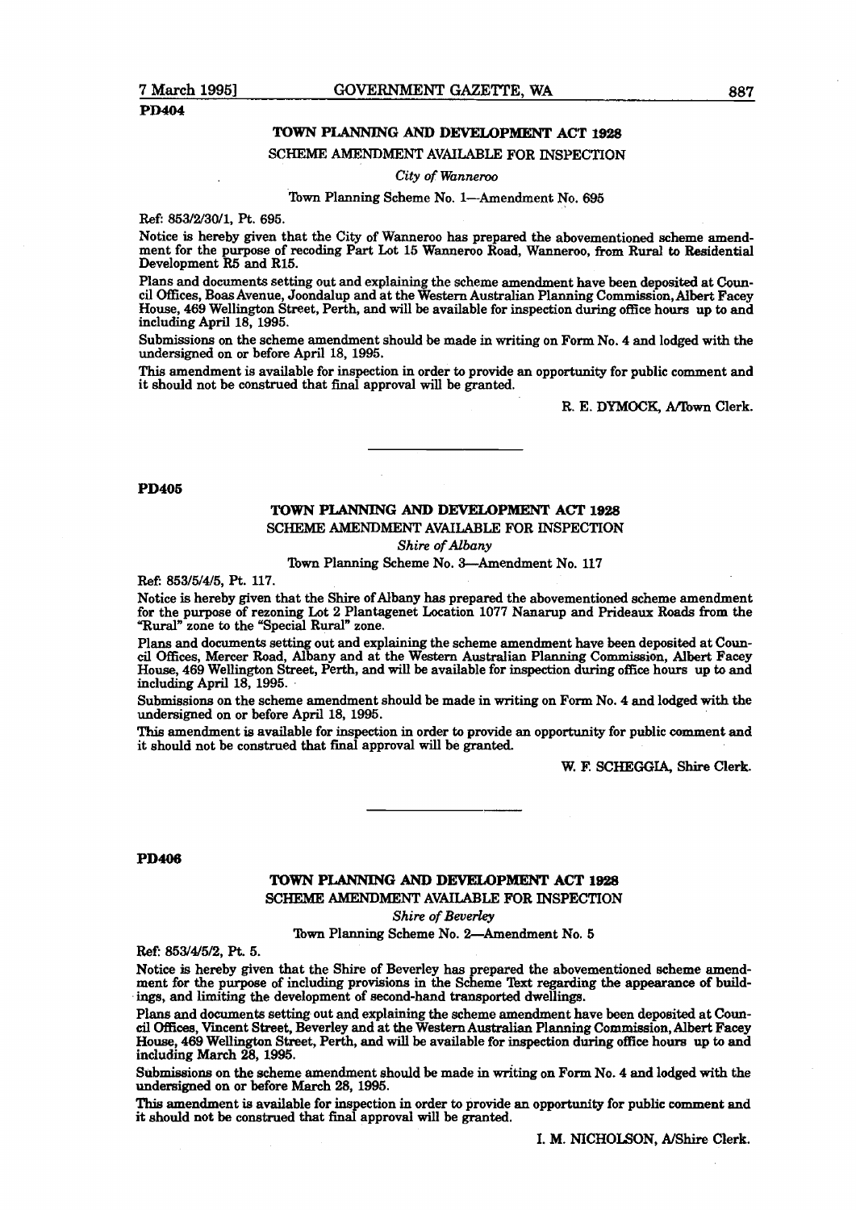PD404

## TOWN PLANNING AND DEVELOPMENT ACT 1928

SCHEME AMENDMENT AVAILABLE FOR INSPECTION

*City of Wanneroo*

Town Planning Scheme No. 1—Amendment No. 695

Ref: 853/2/30/1, Pt. 695.

Notice is hereby given that the City of Wanneroo has prepared the abovementioned scheme amendment for the purpose of recoding Part Lot 15 Wanneroo Road, Wanneroo, from Rural to Residential Development R5 and R15.

Plans and documents setting out and explaining the scheme amendment have been deposited at Council Offices, Boas Avenue, Joondalup and at the Western Australian Planning Commission, Albert Facey House, 469 Wellington Street, Perth, and will be available for inspection during office hours up to and including April 18, 1995.

Submissions on the scheme amendment should be made in writing on Form No. 4 and lodged with the undersigned on or before April 18, 1995.

This amendment is available for inspection in order to provide an opportunity for public comment and it should not be construed that final approval will be granted.

R. E. DYMOCK, A/Town Clerk.

---

PD405

## TOWN PLANNING AND DEVELOPMENT ACT 1928

SCHEME AMENDMENT AVAILABLE FOR INSPECTION

*Shire of Albany*

Town Planning Scheme No. 3—Amendment No. 117

Ref: 853/5/4/5, Pt. 117.

Notice is hereby given that the Shire of Albany has prepared the abovementioned scheme amendment for the purpose of rezoning Lot 2 Plantagenet Location 1077 Nanarup and Prideaux Roads from the "Rural" zone to the "Special Rural" zone.

Plans and documents setting out and explaining the scheme amendment have been deposited at Council Offices, Mercer Road, Albany and at the Western Australian Planning Commission, Albert Facey House, 469 Wellington Street, Perth, and will be available for inspection during office hours up to and including April 18, 1995.

Submissions on the scheme amendment should be made in writing on Form No. 4 and lodged with the undersigned on or before April 18, 1995.

This amendment is available for inspection in order to provide an opportunity for public comment and it should not be construed that final approval will be granted.

W. F. SCHEGGIA, Shire Clerk.

---

PD406

## TOWN PLANNING AND DEVELOPMENT ACT 1928

SCHEME AMENDMENT AVAILABLE FOR INSPECTION

*Shire of Beverley*

Town Planning Scheme No. 2—Amendment No. 5

Ref: 853/4/5/2, Pt. 5.

Notice is hereby given that the Shire of Beverley has prepared the abovementioned scheme amendment for the purpose of including provisions in the Scheme Text regarding the appearance of buildings, and limiting the development of second-hand transported dwellings.

Plans and documents setting out and explaining the scheme amendment have been deposited at Council Offices, Vincent Street, Beverley and at the Western Australian Planning Commission, Albert Facey House, 469 Wellington Street, Perth, and will be available for inspection during office hours up to and including March 28, 1995.

Submissions on the scheme amendment should be made in writing on Form No. 4 and lodged with the undersigned on or before March 28, 1995.

This amendment is available for inspection in order to provide an opportunity for public comment and it should not be construed that final approval will be granted.

I. M. NICHOLSON, A/Shire Clerk.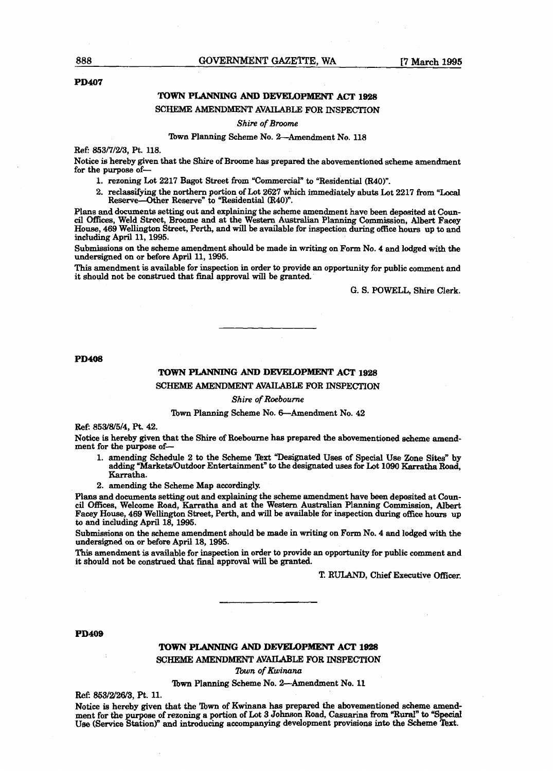PD407

## TOWN PLANNING AND DEVELOPMENT ACT 1928

SCHEME AMENDMENT AVAILABLE FOR INSPECTION

*Shire of Broome*

Town Planning Scheme No. 2—Amendment No. 118

Ref: 853/7/2/3, Pt. 118.

Notice is hereby given that the Shire of Broome has prepared the abovementioned scheme amendment for the purpose of—

1. rezoning Lot 2217 Bagot Street from "Commercial" to "Residential (R40)".
2. reclassifying the northern portion of Lot 2627 which immediately abuts Lot 2217 from "Local Reserve—Other Reserve" to "Residential (R40)".

Plans and documents setting out and explaining the scheme amendment have been deposited at Council Offices, Weld Street, Broome and at the Western Australian Planning Commission, Albert Facey House, 469 Wellington Street, Perth, and will be available for inspection during office hours up to and including April 11, 1995.

Submissions on the scheme amendment should be made in writing on Form No. 4 and lodged with the undersigned on or before April 11, 1995.

This amendment is available for inspection in order to provide an opportunity for public comment and it should not be construed that final approval will be granted.

G. S. POWELL, Shire Clerk.

---

PD408

## TOWN PLANNING AND DEVELOPMENT ACT 1928

SCHEME AMENDMENT AVAILABLE FOR INSPECTION

*Shire of Roebourne*

Town Planning Scheme No. 6—Amendment No. 42

Ref: 853/8/5/4, Pt. 42.

Notice is hereby given that the Shire of Roebourne has prepared the abovementioned scheme amendment for the purpose of—

1. amending Schedule 2 to the Scheme Text "Designated Uses of Special Use Zone Sites" by adding "Markets/Outdoor Entertainment" to the designated uses for Lot 1090 Karratha Road, Karratha.
2. amending the Scheme Map accordingly.

Plans and documents setting out and explaining the scheme amendment have been deposited at Council Offices, Welcome Road, Karratha and at the Western Australian Planning Commission, Albert Facey House, 469 Wellington Street, Perth, and will be available for inspection during office hours up to and including April 18, 1995.

Submissions on the scheme amendment should be made in writing on Form No. 4 and lodged with the undersigned on or before April 18, 1995.

This amendment is available for inspection in order to provide an opportunity for public comment and it should not be construed that final approval will be granted.

T. RULAND, Chief Executive Officer.

---

PD409

## TOWN PLANNING AND DEVELOPMENT ACT 1928

SCHEME AMENDMENT AVAILABLE FOR INSPECTION

*Town of Kwinana*

Town Planning Scheme No. 2—Amendment No. 11

Ref: 853/2/26/3, Pt. 11.

Notice is hereby given that the Town of Kwinana has prepared the abovementioned scheme amendment for the purpose of rezoning a portion of Lot 3 Johnson Road, Casuarina from "Rural" to "Special Use (Service Station)" and introducing accompanying development provisions into the Scheme Text.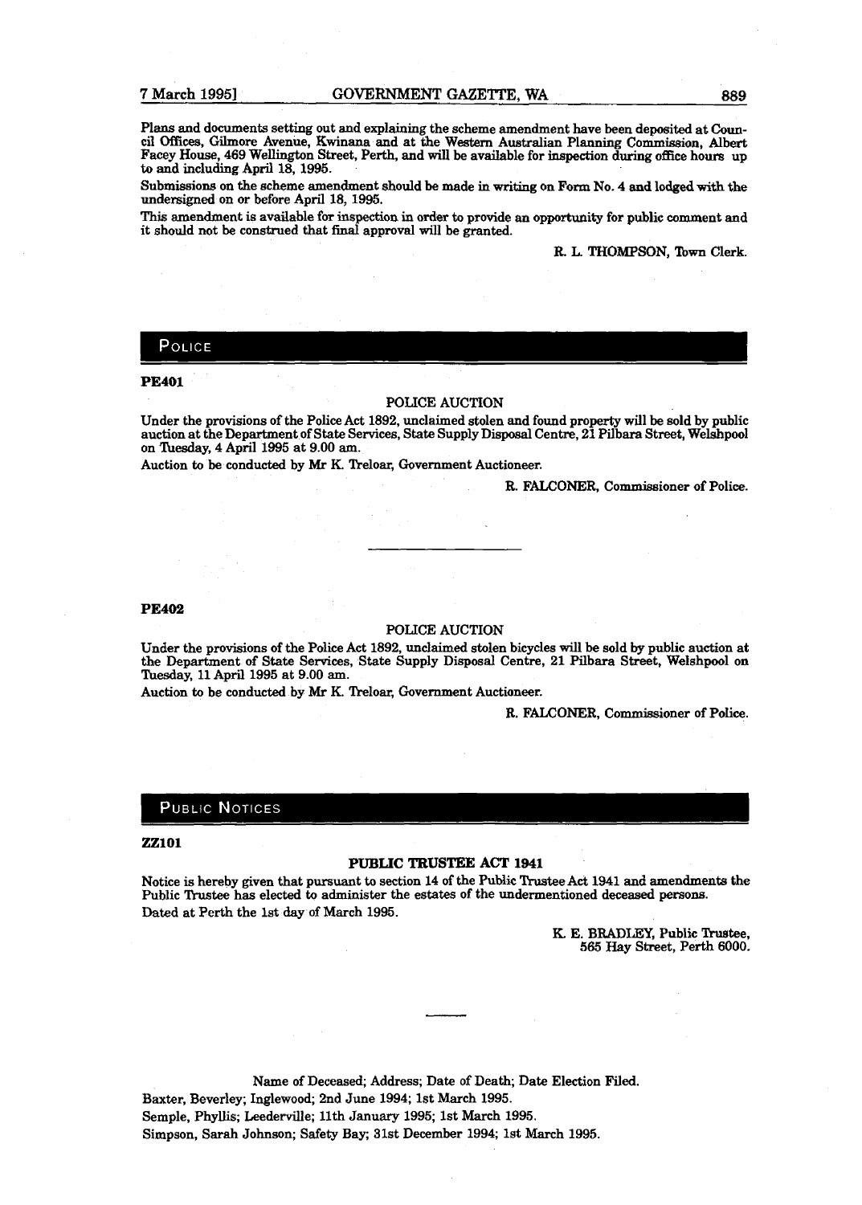Plans and documents setting out and explaining the scheme amendment have been deposited at Council Offices, Gilmore Avenue, Kwinana and at the Western Australian Planning Commission, Albert Facey House, 469 Wellington Street, Perth, and will be available for inspection during office hours up to and including April 18, 1995.

Submissions on the scheme amendment should be made in writing on Form No. 4 and lodged with the undersigned on or before April 18, 1995.

This amendment is available for inspection in order to provide an opportunity for public comment and it should not be construed that final approval will be granted.

R. L. THOMPSON, Town Clerk.

## POLICE

**PE401**

POLICE AUCTION

Under the provisions of the Police Act 1892, unclaimed stolen and found property will be sold by public auction at the Department of State Services, State Supply Disposal Centre, 21 Pilbara Street, Welshpool on Tuesday, 4 April 1995 at 9.00 am.

Auction to be conducted by Mr K. Treloar, Government Auctioneer.

R. FALCONER, Commissioner of Police.

---

**PE402**

POLICE AUCTION

Under the provisions of the Police Act 1892, unclaimed stolen bicycles will be sold by public auction at the Department of State Services, State Supply Disposal Centre, 21 Pilbara Street, Welshpool on Tuesday, 11 April 1995 at 9.00 am.

Auction to be conducted by Mr K. Treloar, Government Auctioneer.

R. FALCONER, Commissioner of Police.

## PUBLIC NOTICES

**ZZ101**

**PUBLIC TRUSTEE ACT 1941**

Notice is hereby given that pursuant to section 14 of the Public Trustee Act 1941 and amendments the Public Trustee has elected to administer the estates of the undermentioned deceased persons.

Dated at Perth the 1st day of March 1995.

K. E. BRADLEY, Public Trustee,
565 Hay Street, Perth 6000.

---

Name of Deceased; Address; Date of Death; Date Election Filed.

Baxter, Beverley; Inglewood; 2nd June 1994; 1st March 1995.

Semple, Phyllis; Leederville; 11th January 1995; 1st March 1995.

Simpson, Sarah Johnson; Safety Bay; 31st December 1994; 1st March 1995.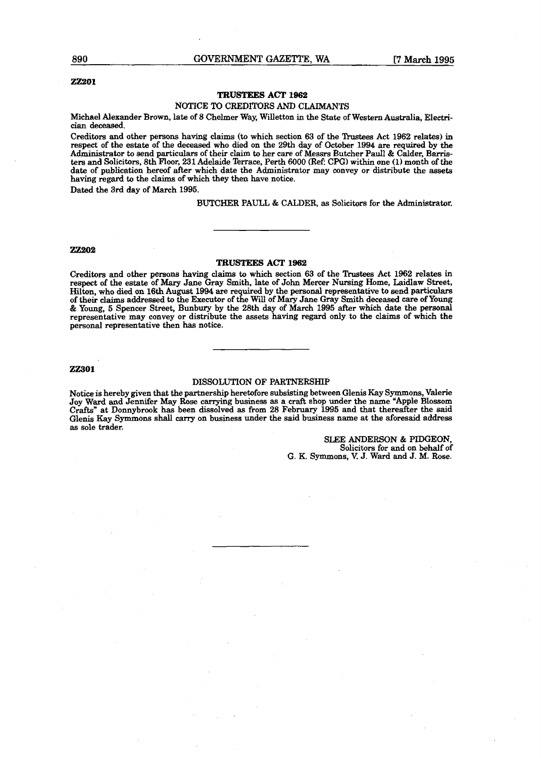**ZZ201**

### TRUSTEES ACT 1962

NOTICE TO CREDITORS AND CLAIMANTS

Michael Alexander Brown, late of 8 Chelmer Way, Willetton in the State of Western Australia, Electrician deceased.

Creditors and other persons having claims (to which section 63 of the Trustees Act 1962 relates) in respect of the estate of the deceased who died on the 29th day of October 1994 are required by the Administrator to send particulars of their claim to her care of Messrs Butcher Paull & Calder, Barristers and Solicitors, 8th Floor, 231 Adelaide Terrace, Perth 6000 (Ref: CPG) within one (1) month of the date of publication hereof after which date the Administrator may convey or distribute the assets having regard to the claims of which they then have notice.

Dated the 3rd day of March 1995.

BUTCHER PAULL & CALDER, as Solicitors for the Administrator.

---

**ZZ202**

### TRUSTEES ACT 1962

Creditors and other persons having claims to which section 63 of the Trustees Act 1962 relates in respect of the estate of Mary Jane Gray Smith, late of John Mercer Nursing Home, Laidlaw Street, Hilton, who died on 16th August 1994 are required by the personal representative to send particulars of their claims addressed to the Executor of the Will of Mary Jane Gray Smith deceased care of Young & Young, 5 Spencer Street, Bunbury by the 28th day of March 1995 after which date the personal representative may convey or distribute the assets having regard only to the claims of which the personal representative then has notice.

---

**ZZ301**

### DISSOLUTION OF PARTNERSHIP

Notice is hereby given that the partnership heretofore subsisting between Glenis Kay Symmons, Valerie Joy Ward and Jennifer May Rose carrying business as a craft shop under the name "Apple Blossom Crafts" at Donnybrook has been dissolved as from 28 February 1995 and that thereafter the said Glenis Kay Symmons shall carry on business under the said business name at the aforesaid address as sole trader.

SLEE ANDERSON & PIDGEON,
Solicitors for and on behalf of
G. K. Symmons, V. J. Ward and J. M. Rose.

---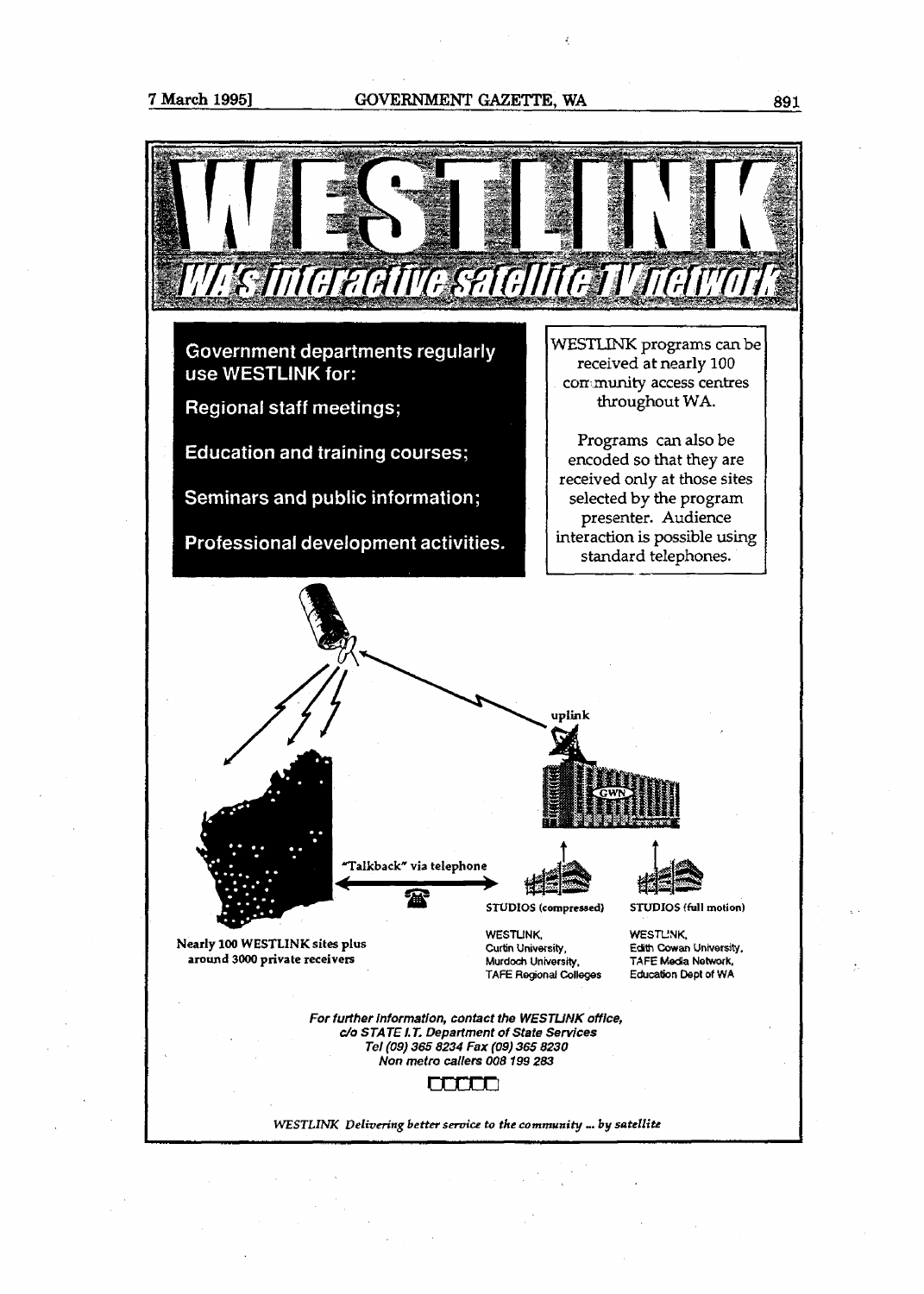# WESTLINK

## WA's interactive satellite TV network

**Government departments regularly use WESTLINK for:**

**Regional staff meetings;**

**Education and training courses;**

**Seminars and public information;**

**Professional development activities.**

WESTLINK programs can be received at nearly 100 community access centres throughout WA.

Programs can also be encoded so that they are received only at those sites selected by the program presenter. Audience interaction is possible using standard telephones.

uplink

GWN

"Talkback" via telephone

**Nearly 100 WESTLINK sites plus around 3000 private receivers**

**STUDIOS (compressed)**

WESTLINK,
Curtin University,
Murdoch University,
TAFE Regional Colleges

**STUDIOS (full motion)**

WESTLINK,
Edith Cowan University,
TAFE Media Network,
Education Dept of WA

***For further information, contact the WESTLINK office,***
***c/o STATE I.T. Department of State Services***
***Tel (09) 365 8234 Fax (09) 365 8230***
***Non metro callers 008 199 283***

*WESTLINK Delivering better service to the community ... by satellite*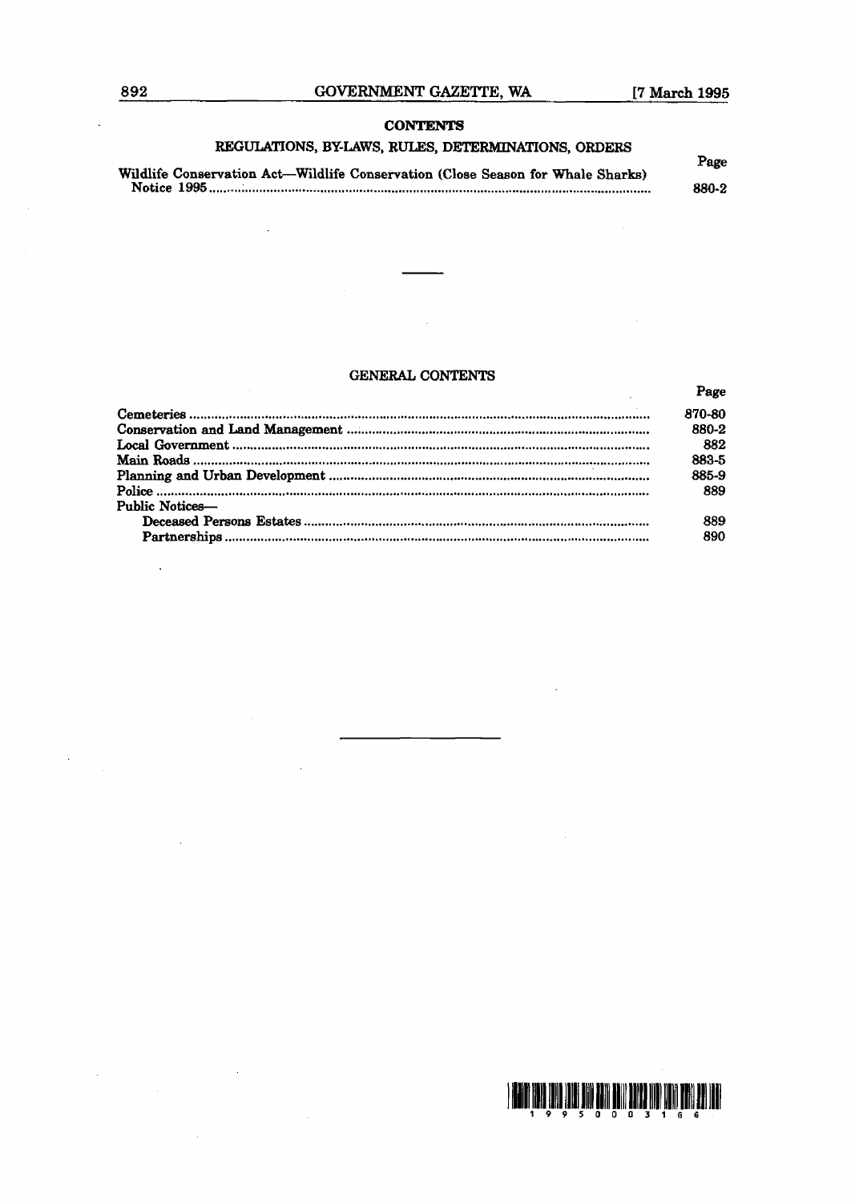## CONTENTS

### REGULATIONS, BY-LAWS, RULES, DETERMINATIONS, ORDERS

| | Page |
|---|---|
| Wildlife Conservation Act—Wildlife Conservation (Close Season for Whale Sharks) Notice 1995 | 880-2 |

---

### GENERAL CONTENTS

| | Page |
|---|---|
| Cemeteries | 870-80 |
| Conservation and Land Management | 880-2 |
| Local Government | 882 |
| Main Roads | 883-5 |
| Planning and Urban Development | 885-9 |
| Police | 889 |
| Public Notices— | |
| Deceased Persons Estates | 889 |
| Partnerships | 890 |

1 9 9 5 0 0 0 3 1 6 6